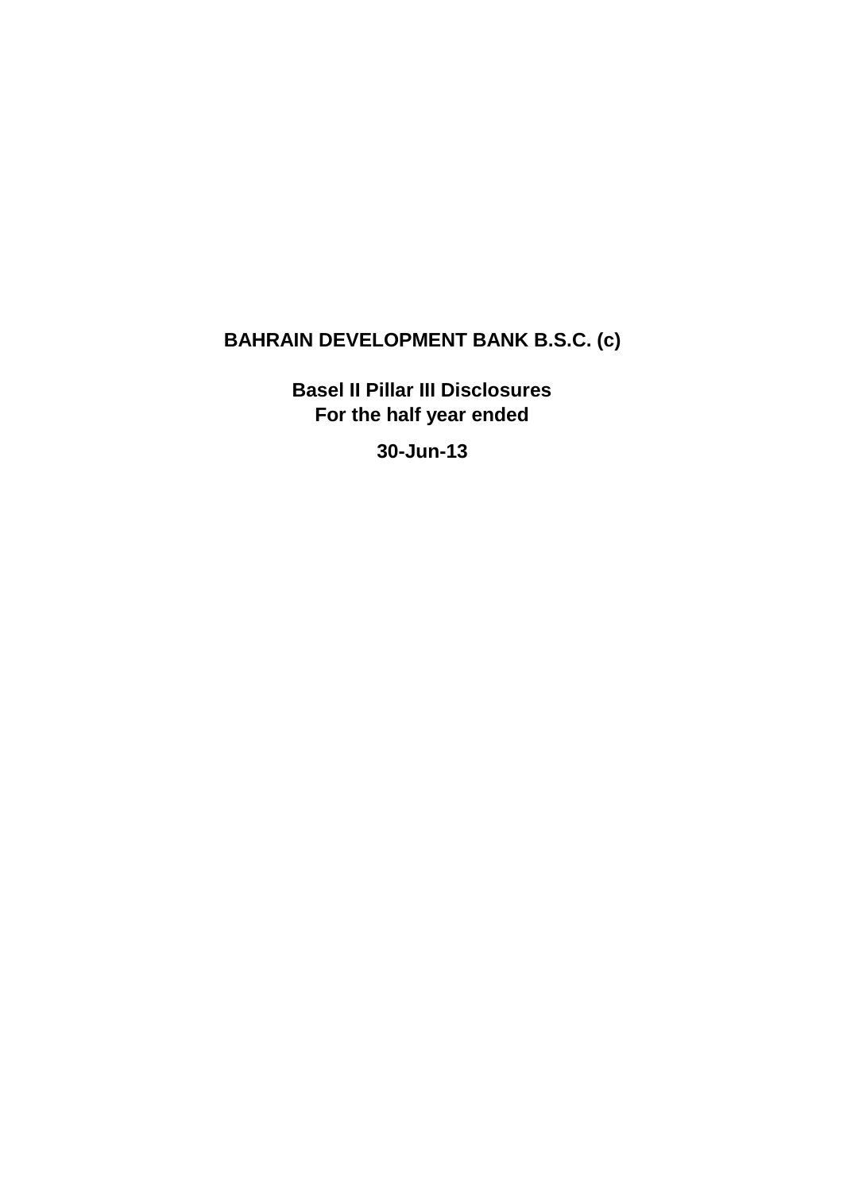# BAHRAIN DEVELOPMENT BANK B.S.C. (c)

## Basel II Pillar III Disclosures
## For the half year ended

## 30-Jun-13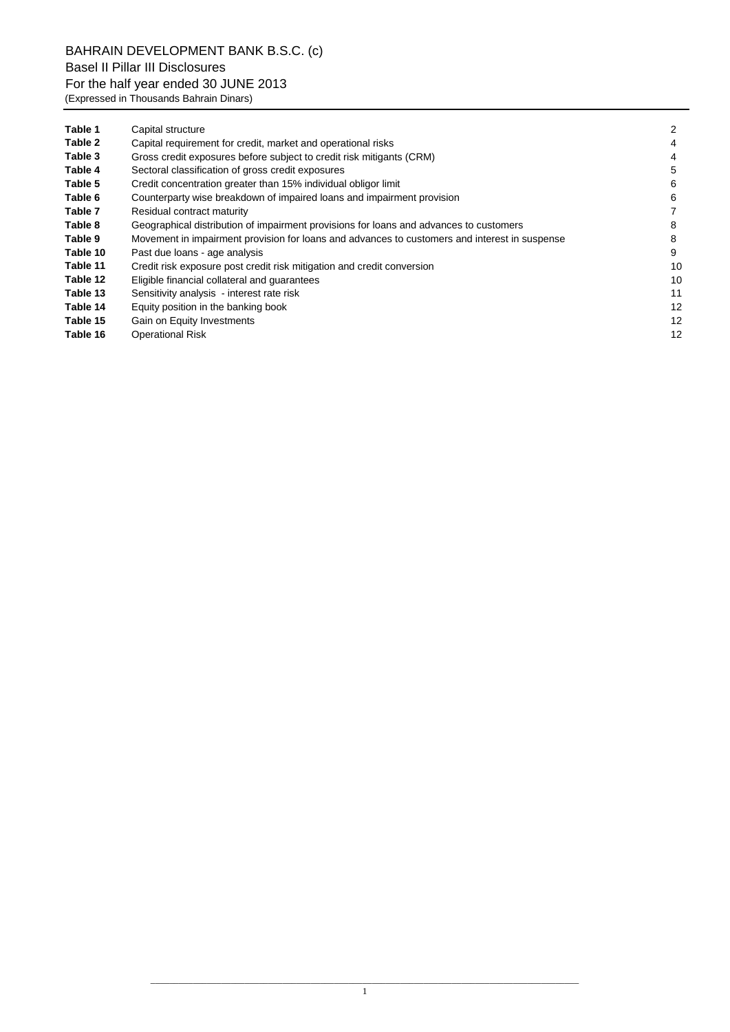BAHRAIN DEVELOPMENT BANK B.S.C. (c)

Basel II Pillar III Disclosures

For the half year ended 30 JUNE 2013

(Expressed in Thousands Bahrain Dinars)

| | | |
|---|---|---|
| **Table 1** | Capital structure | 2 |
| **Table 2** | Capital requirement for credit, market and operational risks | 4 |
| **Table 3** | Gross credit exposures before subject to credit risk mitigants (CRM) | 4 |
| **Table 4** | Sectoral classification of gross credit exposures | 5 |
| **Table 5** | Credit concentration greater than 15% individual obligor limit | 6 |
| **Table 6** | Counterparty wise breakdown of impaired loans and impairment provision | 6 |
| **Table 7** | Residual contract maturity | 7 |
| **Table 8** | Geographical distribution of impairment provisions for loans and advances to customers | 8 |
| **Table 9** | Movement in impairment provision for loans and advances to customers and interest in suspense | 8 |
| **Table 10** | Past due loans - age analysis | 9 |
| **Table 11** | Credit risk exposure post credit risk mitigation and credit conversion | 10 |
| **Table 12** | Eligible financial collateral and guarantees | 10 |
| **Table 13** | Sensitivity analysis - interest rate risk | 11 |
| **Table 14** | Equity position in the banking book | 12 |
| **Table 15** | Gain on Equity Investments | 12 |
| **Table 16** | Operational Risk | 12 |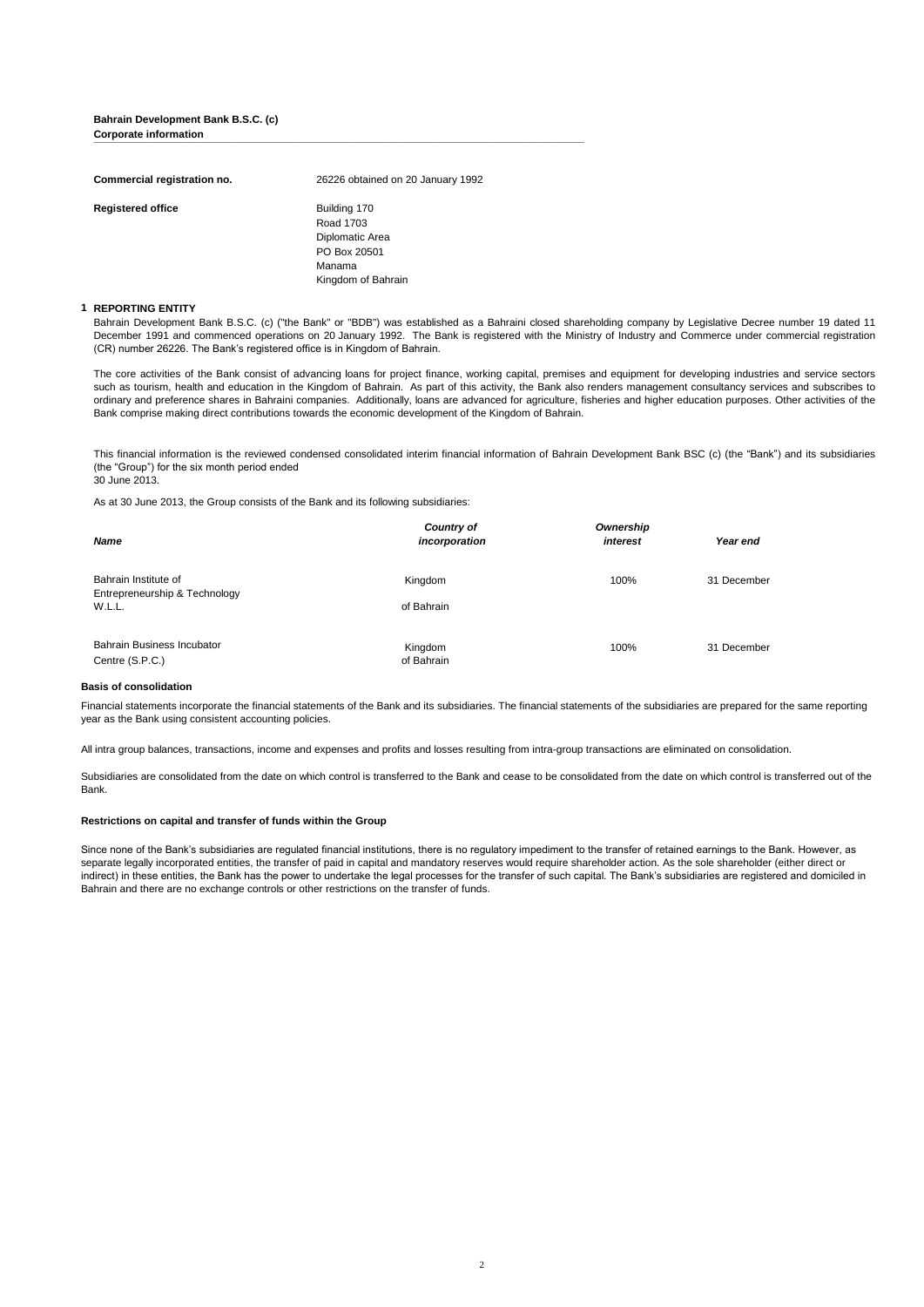**Bahrain Development Bank B.S.C. (c)**
**Corporate information**

| | |
|---|---|
| **Commercial registration no.** | 26226 obtained on 20 January 1992 |
| **Registered office** | Building 170<br>Road 1703<br>Diplomatic Area<br>PO Box 20501<br>Manama<br>Kingdom of Bahrain |

## 1 REPORTING ENTITY

Bahrain Development Bank B.S.C. (c) ("the Bank" or "BDB") was established as a Bahraini closed shareholding company by Legislative Decree number 19 dated 11 December 1991 and commenced operations on 20 January 1992. The Bank is registered with the Ministry of Industry and Commerce under commercial registration (CR) number 26226. The Bank's registered office is in Kingdom of Bahrain.

The core activities of the Bank consist of advancing loans for project finance, working capital, premises and equipment for developing industries and service sectors such as tourism, health and education in the Kingdom of Bahrain. As part of this activity, the Bank also renders management consultancy services and subscribes to ordinary and preference shares in Bahraini companies. Additionally, loans are advanced for agriculture, fisheries and higher education purposes. Other activities of the Bank comprise making direct contributions towards the economic development of the Kingdom of Bahrain.

This financial information is the reviewed condensed consolidated interim financial information of Bahrain Development Bank BSC (c) (the "Bank") and its subsidiaries (the "Group") for the six month period ended
30 June 2013.

As at 30 June 2013, the Group consists of the Bank and its following subsidiaries:

| *Name* | *Country of incorporation* | *Ownership interest* | *Year end* |
|---|---|---|---|
| Bahrain Institute of Entrepreneurship & Technology W.L.L. | Kingdom of Bahrain | 100% | 31 December |
| Bahrain Business Incubator Centre (S.P.C.) | Kingdom of Bahrain | 100% | 31 December |

**Basis of consolidation**

Financial statements incorporate the financial statements of the Bank and its subsidiaries. The financial statements of the subsidiaries are prepared for the same reporting year as the Bank using consistent accounting policies.

All intra group balances, transactions, income and expenses and profits and losses resulting from intra-group transactions are eliminated on consolidation.

Subsidiaries are consolidated from the date on which control is transferred to the Bank and cease to be consolidated from the date on which control is transferred out of the Bank.

**Restrictions on capital and transfer of funds within the Group**

Since none of the Bank's subsidiaries are regulated financial institutions, there is no regulatory impediment to the transfer of retained earnings to the Bank. However, as separate legally incorporated entities, the transfer of paid in capital and mandatory reserves would require shareholder action. As the sole shareholder (either direct or indirect) in these entities, the Bank has the power to undertake the legal processes for the transfer of such capital. The Bank's subsidiaries are registered and domiciled in Bahrain and there are no exchange controls or other restrictions on the transfer of funds.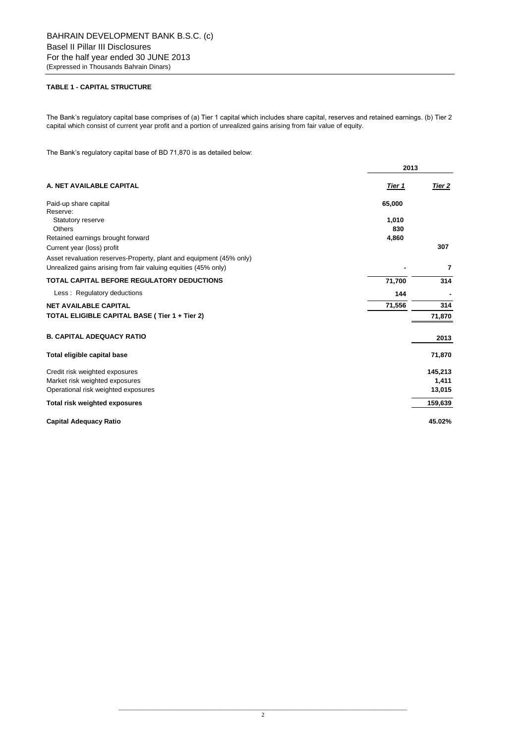BAHRAIN DEVELOPMENT BANK B.S.C. (c)
Basel II Pillar III Disclosures
For the half year ended 30 JUNE 2013
(Expressed in Thousands Bahrain Dinars)

**TABLE 1 - CAPITAL STRUCTURE**

The Bank's regulatory capital base comprises of (a) Tier 1 capital which includes share capital, reserves and retained earnings. (b) Tier 2 capital which consist of current year profit and a portion of unrealized gains arising from fair value of equity.

The Bank's regulatory capital base of BD 71,870 is as detailed below:

| | 2013 | |
|---|---|---|
| **A. NET AVAILABLE CAPITAL** | ***Tier 1*** | ***Tier 2*** |
| Paid-up share capital | 65,000 | |
| Reserve: | | |
| Statutory reserve | 1,010 | |
| Others | 830 | |
| Retained earnings brought forward | 4,860 | |
| Current year (loss) profit | | 307 |
| Asset revaluation reserves-Property, plant and equipment (45% only) | | |
| Unrealized gains arising from fair valuing equities (45% only) | - | 7 |
| **TOTAL CAPITAL BEFORE REGULATORY DEDUCTIONS** | **71,700** | **314** |
| Less : Regulatory deductions | 144 | - |
| **NET AVAILABLE CAPITAL** | **71,556** | **314** |
| **TOTAL ELIGIBLE CAPITAL BASE ( Tier 1 + Tier 2)** | | **71,870** |

| **B. CAPITAL ADEQUACY RATIO** | **2013** |
|---|---|
| **Total eligible capital base** | **71,870** |
| Credit risk weighted exposures | 145,213 |
| Market risk weighted exposures | 1,411 |
| Operational risk weighted exposures | 13,015 |
| **Total risk weighted exposures** | **159,639** |
| **Capital Adequacy Ratio** | **45.02%** |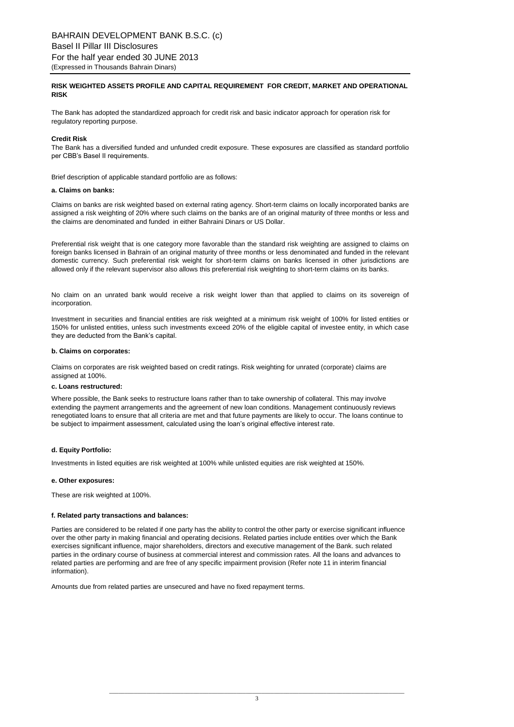## RISK WEIGHTED ASSETS PROFILE AND CAPITAL REQUIREMENT FOR CREDIT, MARKET AND OPERATIONAL RISK

The Bank has adopted the standardized approach for credit risk and basic indicator approach for operation risk for regulatory reporting purpose.

### Credit Risk

The Bank has a diversified funded and unfunded credit exposure. These exposures are classified as standard portfolio per CBB's Basel II requirements.

Brief description of applicable standard portfolio are as follows:

#### a. Claims on banks:

Claims on banks are risk weighted based on external rating agency. Short-term claims on locally incorporated banks are assigned a risk weighting of 20% where such claims on the banks are of an original maturity of three months or less and the claims are denominated and funded in either Bahraini Dinars or US Dollar.

Preferential risk weight that is one category more favorable than the standard risk weighting are assigned to claims on foreign banks licensed in Bahrain of an original maturity of three months or less denominated and funded in the relevant domestic currency. Such preferential risk weight for short-term claims on banks licensed in other jurisdictions are allowed only if the relevant supervisor also allows this preferential risk weighting to short-term claims on its banks.

No claim on an unrated bank would receive a risk weight lower than that applied to claims on its sovereign of incorporation.

Investment in securities and financial entities are risk weighted at a minimum risk weight of 100% for listed entities or 150% for unlisted entities, unless such investments exceed 20% of the eligible capital of investee entity, in which case they are deducted from the Bank's capital.

#### b. Claims on corporates:

Claims on corporates are risk weighted based on credit ratings. Risk weighting for unrated (corporate) claims are assigned at 100%.

#### c. Loans restructured:

Where possible, the Bank seeks to restructure loans rather than to take ownership of collateral. This may involve extending the payment arrangements and the agreement of new loan conditions. Management continuously reviews renegotiated loans to ensure that all criteria are met and that future payments are likely to occur. The loans continue to be subject to impairment assessment, calculated using the loan's original effective interest rate.

#### d. Equity Portfolio:

Investments in listed equities are risk weighted at 100% while unlisted equities are risk weighted at 150%.

#### e. Other exposures:

These are risk weighted at 100%.

#### f. Related party transactions and balances:

Parties are considered to be related if one party has the ability to control the other party or exercise significant influence over the other party in making financial and operating decisions. Related parties include entities over which the Bank exercises significant influence, major shareholders, directors and executive management of the Bank. such related parties in the ordinary course of business at commercial interest and commission rates. All the loans and advances to related parties are performing and are free of any specific impairment provision (Refer note 11 in interim financial information).

Amounts due from related parties are unsecured and have no fixed repayment terms.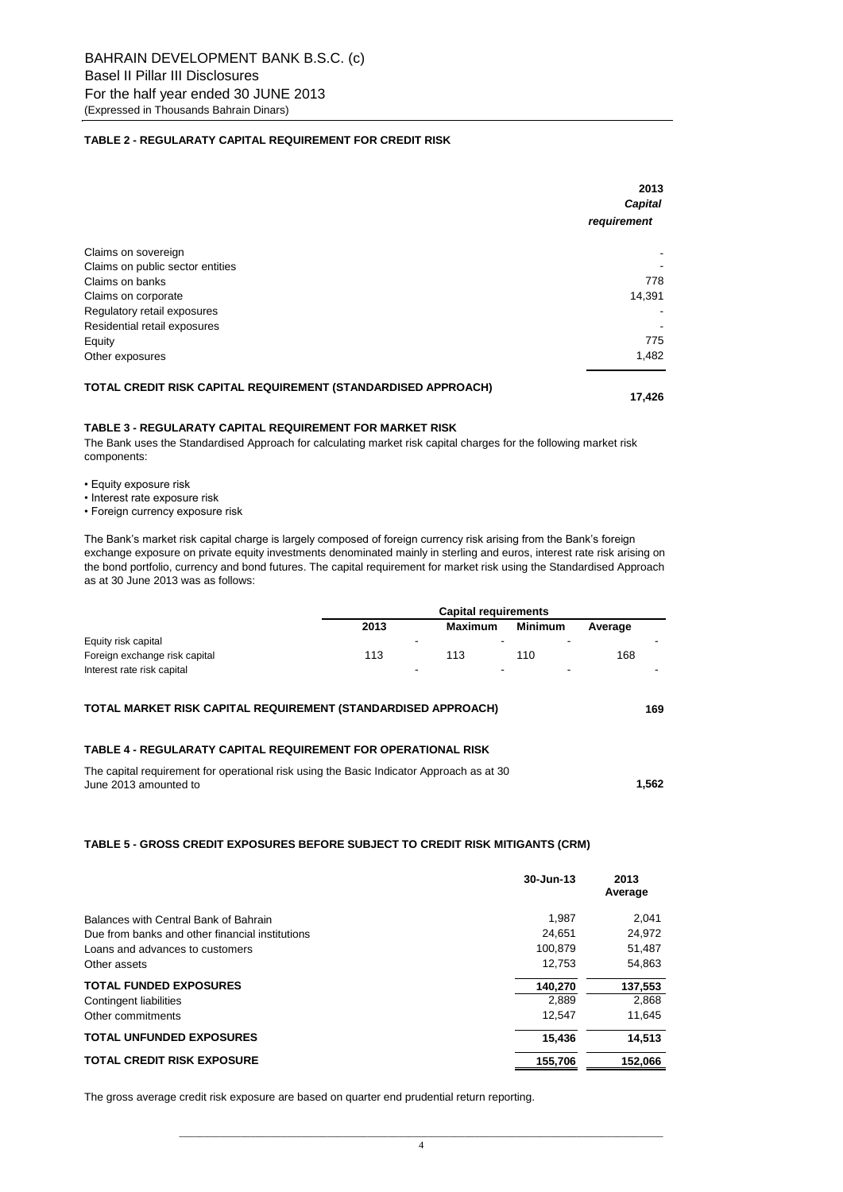BAHRAIN DEVELOPMENT BANK B.S.C. (c)
Basel II Pillar III Disclosures
For the half year ended 30 JUNE 2013
(Expressed in Thousands Bahrain Dinars)

**TABLE 2 - REGULARATY CAPITAL REQUIREMENT FOR CREDIT RISK**

| | **2013** ***Capital requirement*** |
|---|---|
| Claims on sovereign | - |
| Claims on public sector entities | - |
| Claims on banks | 778 |
| Claims on corporate | 14,391 |
| Regulatory retail exposures | - |
| Residential retail exposures | - |
| Equity | 775 |
| Other exposures | 1,482 |
| **TOTAL CREDIT RISK CAPITAL REQUIREMENT (STANDARDISED APPROACH)** | **17,426** |

**TABLE 3 - REGULARATY CAPITAL REQUIREMENT FOR MARKET RISK**

The Bank uses the Standardised Approach for calculating market risk capital charges for the following market risk components:

- Equity exposure risk
- Interest rate exposure risk
- Foreign currency exposure risk

The Bank's market risk capital charge is largely composed of foreign currency risk arising from the Bank's foreign exchange exposure on private equity investments denominated mainly in sterling and euros, interest rate risk arising on the bond portfolio, currency and bond futures. The capital requirement for market risk using the Standardised Approach as at 30 June 2013 was as follows:

| | **Capital requirements** | | | |
|---|---|---|---|---|
| | **2013** | **Maximum** | **Minimum** | **Average** |
| Equity risk capital | - | - | - | - |
| Foreign exchange risk capital | 113 | 113 | 110 | 168 |
| Interest rate risk capital | - | - | - | - |

**TOTAL MARKET RISK CAPITAL REQUIREMENT (STANDARDISED APPROACH)** **169**

**TABLE 4 - REGULARATY CAPITAL REQUIREMENT FOR OPERATIONAL RISK**

The capital requirement for operational risk using the Basic Indicator Approach as at 30 June 2013 amounted to **1,562**

**TABLE 5 - GROSS CREDIT EXPOSURES BEFORE SUBJECT TO CREDIT RISK MITIGANTS (CRM)**

| | **30-Jun-13** | **2013 Average** |
|---|---|---|
| Balances with Central Bank of Bahrain | 1,987 | 2,041 |
| Due from banks and other financial institutions | 24,651 | 24,972 |
| Loans and advances to customers | 100,879 | 51,487 |
| Other assets | 12,753 | 54,863 |
| **TOTAL FUNDED EXPOSURES** | **140,270** | **137,553** |
| Contingent liabilities | 2,889 | 2,868 |
| Other commitments | 12,547 | 11,645 |
| **TOTAL UNFUNDED EXPOSURES** | **15,436** | **14,513** |
| **TOTAL CREDIT RISK EXPOSURE** | **155,706** | **152,066** |

The gross average credit risk exposure are based on quarter end prudential return reporting.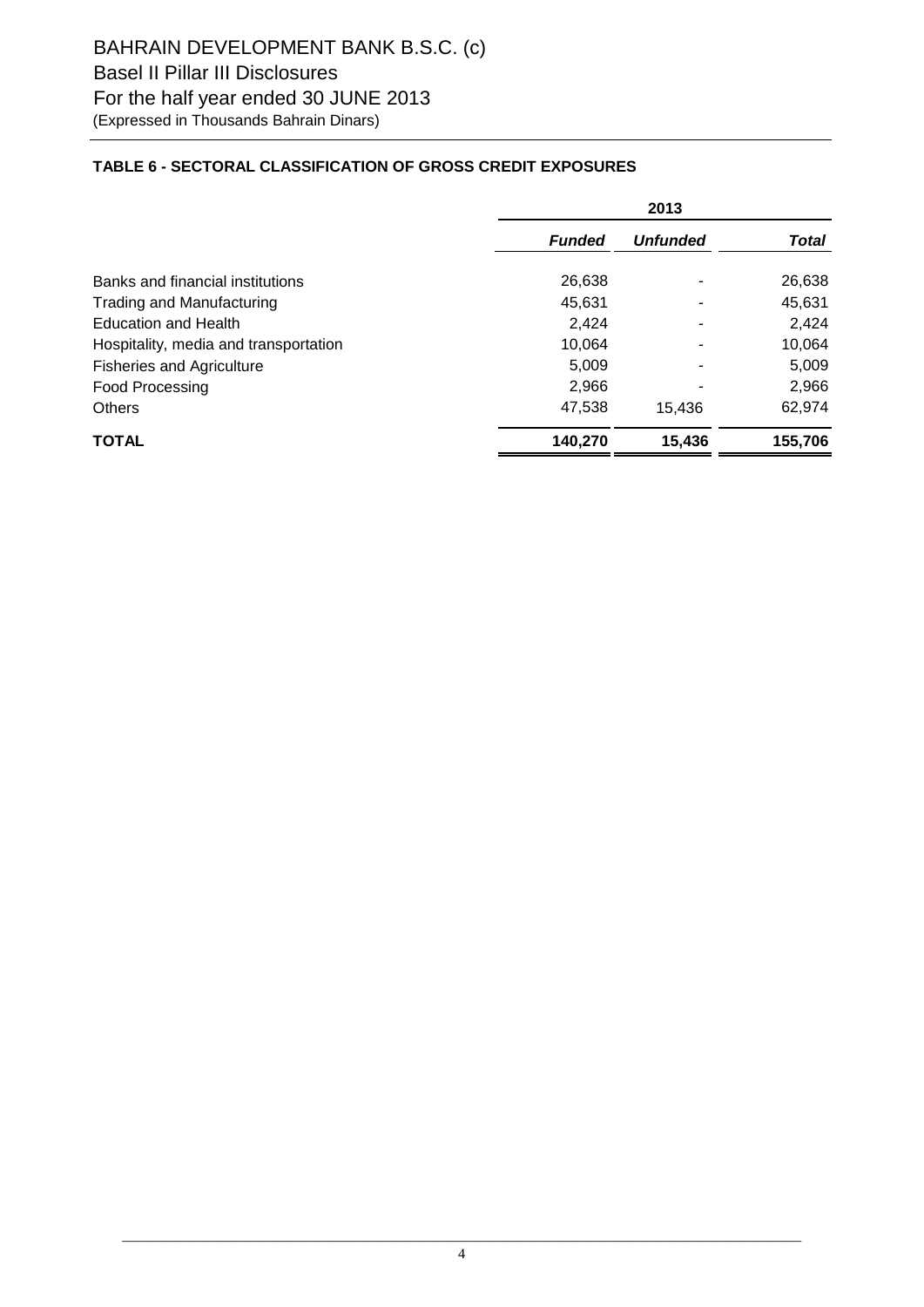BAHRAIN DEVELOPMENT BANK B.S.C. (c)

Basel II Pillar III Disclosures

For the half year ended 30 JUNE 2013

(Expressed in Thousands Bahrain Dinars)

**TABLE 6 - SECTORAL CLASSIFICATION OF GROSS CREDIT EXPOSURES**

| | 2013 | | |
|---|---|---|---|
| | ***Funded*** | ***Unfunded*** | ***Total*** |
| Banks and financial institutions | 26,638 | - | 26,638 |
| Trading and Manufacturing | 45,631 | - | 45,631 |
| Education and Health | 2,424 | - | 2,424 |
| Hospitality, media and transportation | 10,064 | - | 10,064 |
| Fisheries and Agriculture | 5,009 | - | 5,009 |
| Food Processing | 2,966 | - | 2,966 |
| Others | 47,538 | 15,436 | 62,974 |
| **TOTAL** | **140,270** | **15,436** | **155,706** |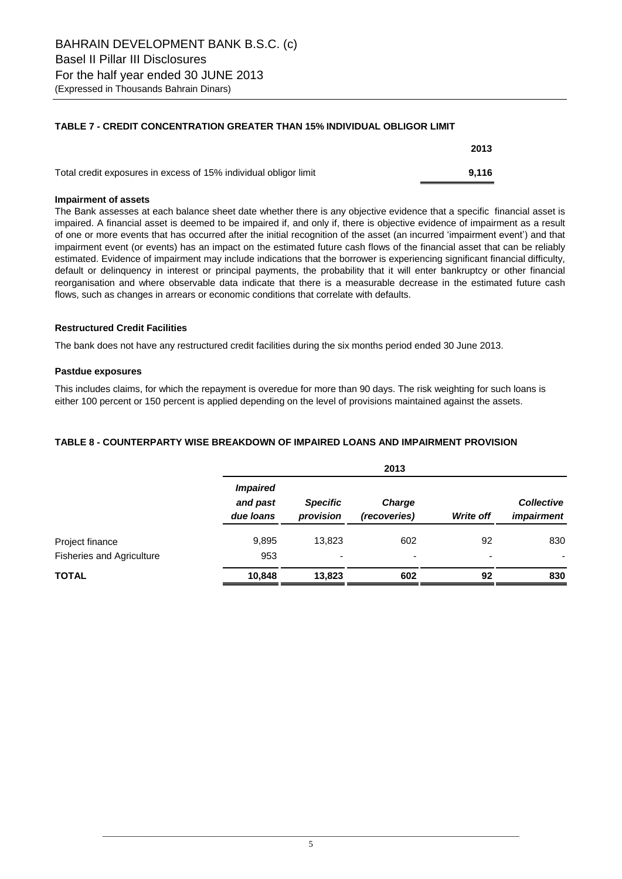BAHRAIN DEVELOPMENT BANK B.S.C. (c)
Basel II Pillar III Disclosures
For the half year ended 30 JUNE 2013
(Expressed in Thousands Bahrain Dinars)

### TABLE 7 - CREDIT CONCENTRATION GREATER THAN 15% INDIVIDUAL OBLIGOR LIMIT

| | 2013 |
|---|---|
| Total credit exposures in excess of 15% individual obligor limit | **9,116** |

**Impairment of assets**

The Bank assesses at each balance sheet date whether there is any objective evidence that a specific financial asset is impaired. A financial asset is deemed to be impaired if, and only if, there is objective evidence of impairment as a result of one or more events that has occurred after the initial recognition of the asset (an incurred 'impairment event') and that impairment event (or events) has an impact on the estimated future cash flows of the financial asset that can be reliably estimated. Evidence of impairment may include indications that the borrower is experiencing significant financial difficulty, default or delinquency in interest or principal payments, the probability that it will enter bankruptcy or other financial reorganisation and where observable data indicate that there is a measurable decrease in the estimated future cash flows, such as changes in arrears or economic conditions that correlate with defaults.

**Restructured Credit Facilities**

The bank does not have any restructured credit facilities during the six months period ended 30 June 2013.

**Pastdue exposures**

This includes claims, for which the repayment is overedue for more than 90 days. The risk weighting for such loans is either 100 percent or 150 percent is applied depending on the level of provisions maintained against the assets.

### TABLE 8 - COUNTERPARTY WISE BREAKDOWN OF IMPAIRED LOANS AND IMPAIRMENT PROVISION

| | 2013 | | | | |
|---|---|---|---|---|---|
| | ***Impaired and past due loans*** | ***Specific provision*** | ***Charge (recoveries)*** | ***Write off*** | ***Collective impairment*** |
| Project finance | 9,895 | 13,823 | 602 | 92 | 830 |
| Fisheries and Agriculture | 953 | - | - | - | - |
| **TOTAL** | **10,848** | **13,823** | **602** | **92** | **830** |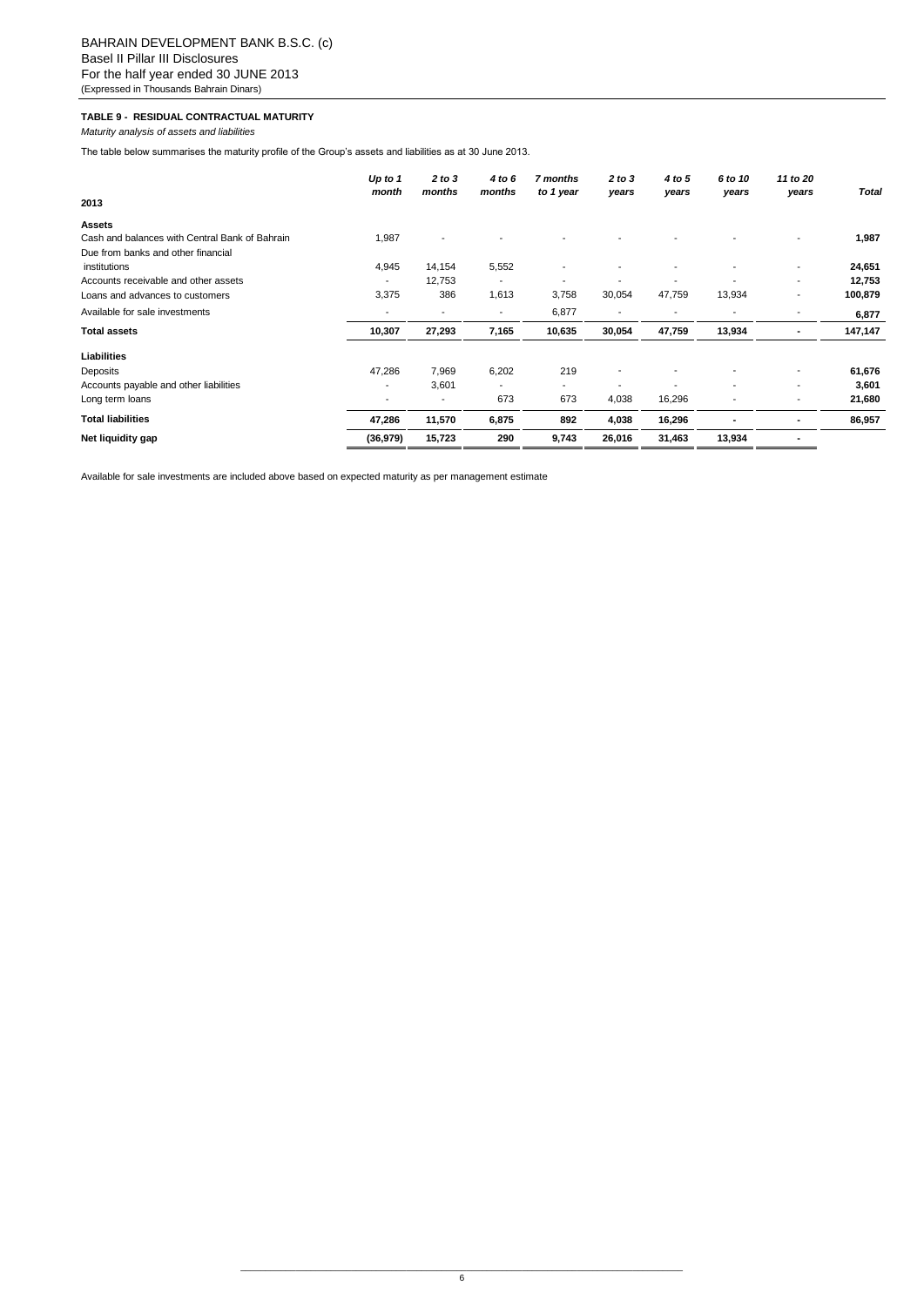BAHRAIN DEVELOPMENT BANK B.S.C. (c)
Basel II Pillar III Disclosures
For the half year ended 30 JUNE 2013
(Expressed in Thousands Bahrain Dinars)

**TABLE 9 - RESIDUAL CONTRACTUAL MATURITY**

*Maturity analysis of assets and liabilities*

The table below summarises the maturity profile of the Group's assets and liabilities as at 30 June 2013.

| 2013 | *Up to 1 month* | *2 to 3 months* | *4 to 6 months* | *7 months to 1 year* | *2 to 3 years* | *4 to 5 years* | *6 to 10 years* | *11 to 20 years* | *Total* |
|---|---|---|---|---|---|---|---|---|---|
| **Assets** | | | | | | | | | |
| Cash and balances with Central Bank of Bahrain | 1,987 | - | - | - | - | - | - | - | **1,987** |
| Due from banks and other financial institutions | 4,945 | 14,154 | 5,552 | - | - | - | - | - | **24,651** |
| Accounts receivable and other assets | - | 12,753 | - | - | - | - | - | - | **12,753** |
| Loans and advances to customers | 3,375 | 386 | 1,613 | 3,758 | 30,054 | 47,759 | 13,934 | - | **100,879** |
| Available for sale investments | - | - | - | 6,877 | - | - | - | - | **6,877** |
| **Total assets** | **10,307** | **27,293** | **7,165** | **10,635** | **30,054** | **47,759** | **13,934** | **-** | **147,147** |
| **Liabilities** | | | | | | | | | |
| Deposits | 47,286 | 7,969 | 6,202 | 219 | - | - | - | - | **61,676** |
| Accounts payable and other liabilities | - | 3,601 | - | - | - | - | - | - | **3,601** |
| Long term loans | - | - | 673 | 673 | 4,038 | 16,296 | - | - | **21,680** |
| **Total liabilities** | **47,286** | **11,570** | **6,875** | **892** | **4,038** | **16,296** | **-** | **-** | **86,957** |
| **Net liquidity gap** | **(36,979)** | **15,723** | **290** | **9,743** | **26,016** | **31,463** | **13,934** | **-** | |

Available for sale investments are included above based on expected maturity as per management estimate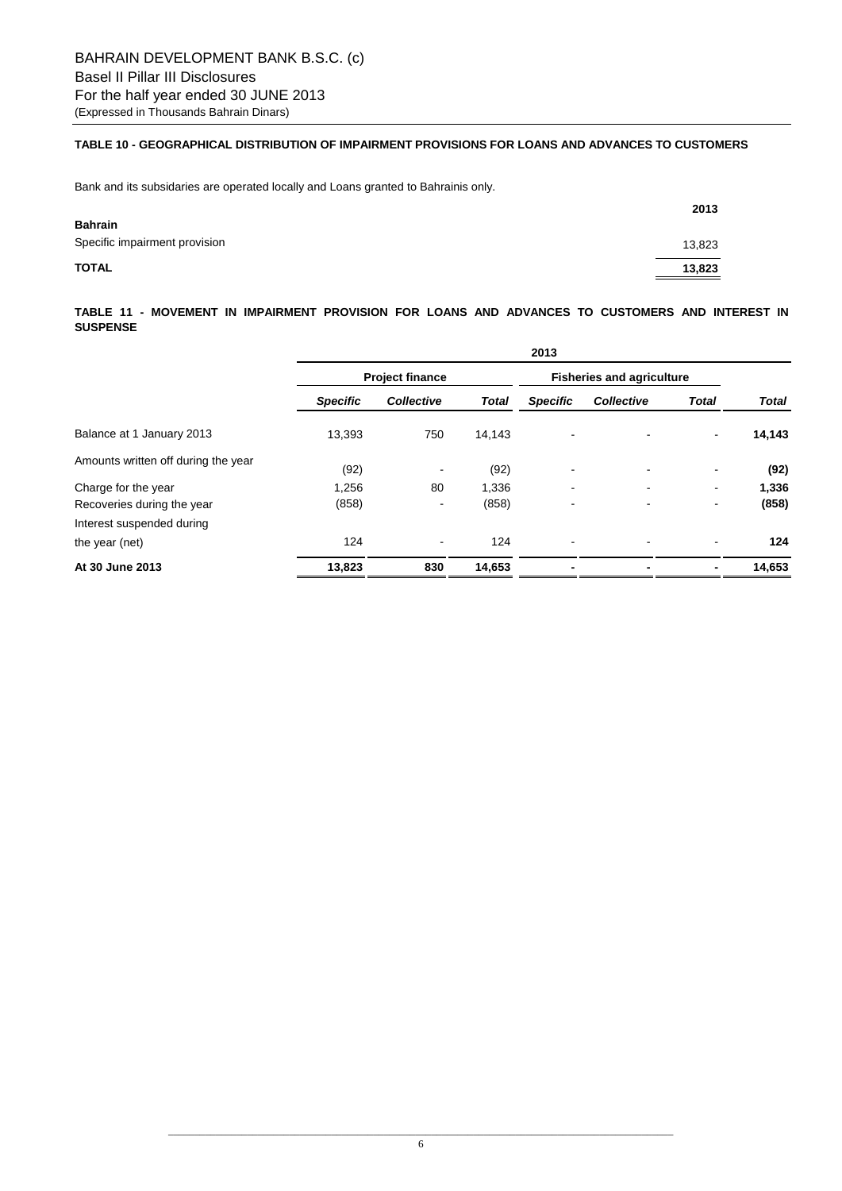BAHRAIN DEVELOPMENT BANK B.S.C. (c)
Basel II Pillar III Disclosures
For the half year ended 30 JUNE 2013
(Expressed in Thousands Bahrain Dinars)

**TABLE 10 - GEOGRAPHICAL DISTRIBUTION OF IMPAIRMENT PROVISIONS FOR LOANS AND ADVANCES TO CUSTOMERS**

Bank and its subsidaries are operated locally and Loans granted to Bahrainis only.

| | 2013 |
|---|---|
| **Bahrain** | |
| Specific impairment provision | 13,823 |
| **TOTAL** | **13,823** |

**TABLE 11 - MOVEMENT IN IMPAIRMENT PROVISION FOR LOANS AND ADVANCES TO CUSTOMERS AND INTEREST IN SUSPENSE**

| | 2013 | | | | | | |
|---|---|---|---|---|---|---|---|
| | Project finance | | | Fisheries and agriculture | | | |
| | *Specific* | *Collective* | *Total* | *Specific* | *Collective* | *Total* | *Total* |
| Balance at 1 January 2013 | 13,393 | 750 | 14,143 | - | - | - | **14,143** |
| Amounts written off during the year | (92) | - | (92) | - | - | - | **(92)** |
| Charge for the year | 1,256 | 80 | 1,336 | - | - | - | **1,336** |
| Recoveries during the year | (858) | - | (858) | - | - | - | **(858)** |
| Interest suspended during the year (net) | 124 | - | 124 | - | - | - | **124** |
| **At 30 June 2013** | **13,823** | **830** | **14,653** | **-** | **-** | **-** | **14,653** |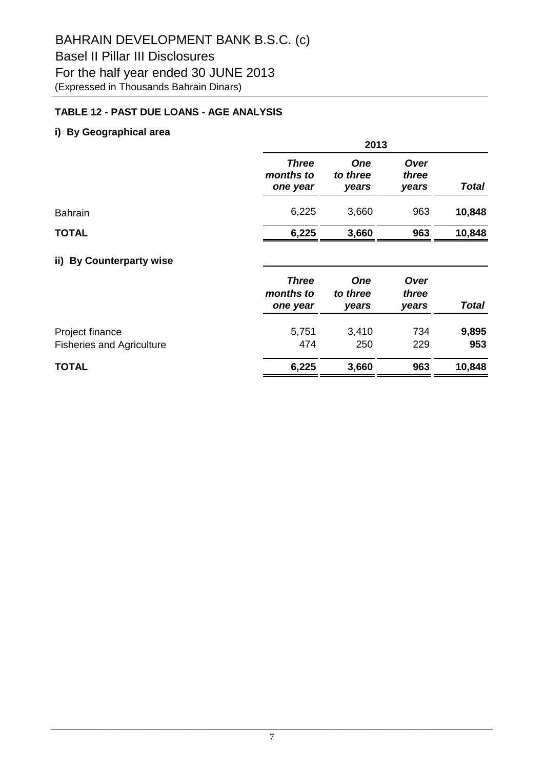# BAHRAIN DEVELOPMENT BANK B.S.C. (c)

## Basel II Pillar III Disclosures

## For the half year ended 30 JUNE 2013

(Expressed in Thousands Bahrain Dinars)

### TABLE 12 - PAST DUE LOANS - AGE ANALYSIS

#### i) By Geographical area

| | 2013 | | | |
|---|---|---|---|---|
| | ***Three months to one year*** | ***One to three years*** | ***Over three years*** | ***Total*** |
| Bahrain | 6,225 | 3,660 | 963 | **10,848** |
| **TOTAL** | **6,225** | **3,660** | **963** | **10,848** |

#### ii) By Counterparty wise

| | ***Three months to one year*** | ***One to three years*** | ***Over three years*** | ***Total*** |
|---|---|---|---|---|
| Project finance | 5,751 | 3,410 | 734 | **9,895** |
| Fisheries and Agriculture | 474 | 250 | 229 | **953** |
| **TOTAL** | **6,225** | **3,660** | **963** | **10,848** |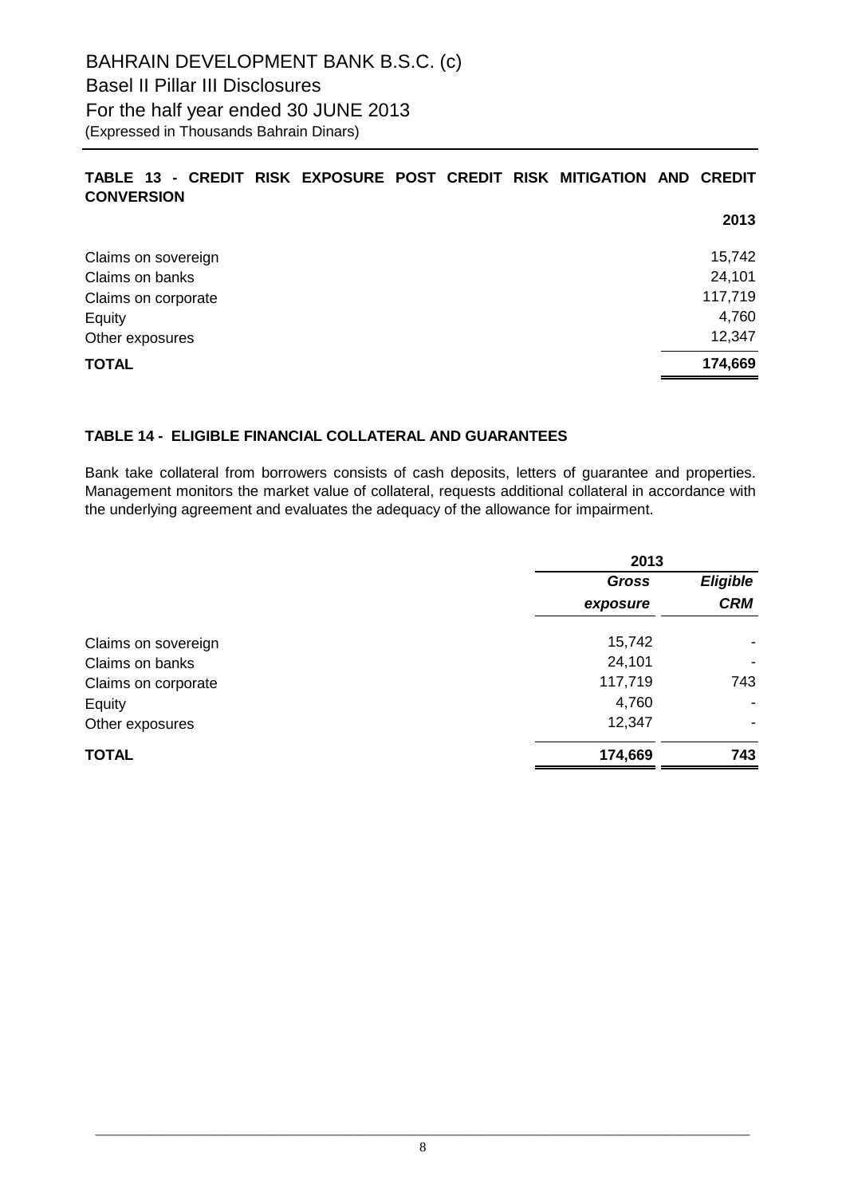BAHRAIN DEVELOPMENT BANK B.S.C. (c)
Basel II Pillar III Disclosures
For the half year ended 30 JUNE 2013
(Expressed in Thousands Bahrain Dinars)

## TABLE 13 - CREDIT RISK EXPOSURE POST CREDIT RISK MITIGATION AND CREDIT CONVERSION

| | 2013 |
|---|---|
| Claims on sovereign | 15,742 |
| Claims on banks | 24,101 |
| Claims on corporate | 117,719 |
| Equity | 4,760 |
| Other exposures | 12,347 |
| **TOTAL** | **174,669** |

## TABLE 14 - ELIGIBLE FINANCIAL COLLATERAL AND GUARANTEES

Bank take collateral from borrowers consists of cash deposits, letters of guarantee and properties. Management monitors the market value of collateral, requests additional collateral in accordance with the underlying agreement and evaluates the adequacy of the allowance for impairment.

| | 2013 | |
|---|---|---|
| | ***Gross exposure*** | ***Eligible CRM*** |
| Claims on sovereign | 15,742 | - |
| Claims on banks | 24,101 | - |
| Claims on corporate | 117,719 | 743 |
| Equity | 4,760 | - |
| Other exposures | 12,347 | - |
| **TOTAL** | **174,669** | **743** |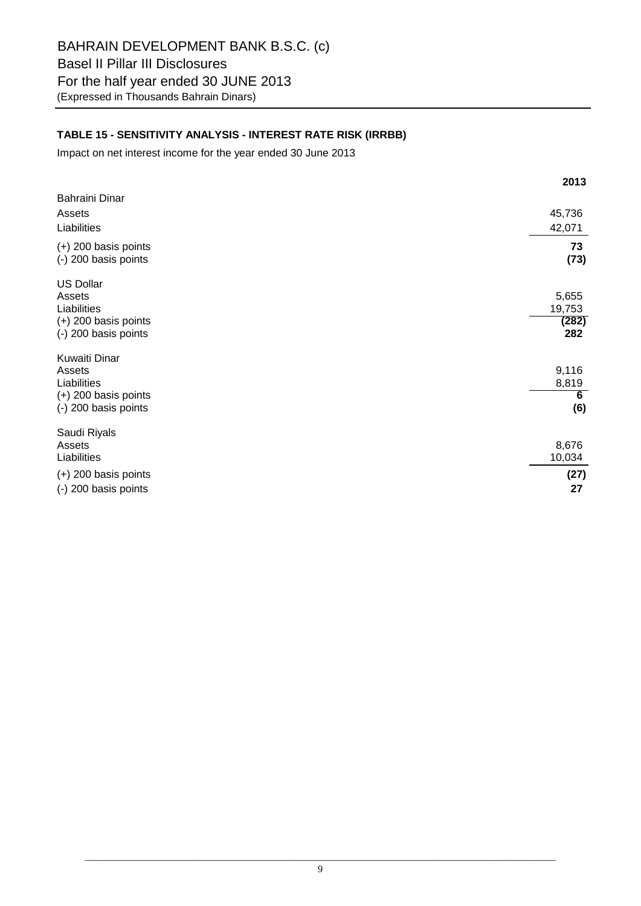BAHRAIN DEVELOPMENT BANK B.S.C. (c)
Basel II Pillar III Disclosures
For the half year ended 30 JUNE 2013
(Expressed in Thousands Bahrain Dinars)

**TABLE 15 - SENSITIVITY ANALYSIS - INTEREST RATE RISK (IRRBB)**

Impact on net interest income for the year ended 30 June 2013

| | **2013** |
|---|---|
| Bahraini Dinar | |
| Assets | 45,736 |
| Liabilities | 42,071 |
| (+) 200 basis points | **73** |
| (-) 200 basis points | **(73)** |
| US Dollar | |
| Assets | 5,655 |
| Liabilities | 19,753 |
| (+) 200 basis points | **(282)** |
| (-) 200 basis points | **282** |
| Kuwaiti Dinar | |
| Assets | 9,116 |
| Liabilities | 8,819 |
| (+) 200 basis points | **6** |
| (-) 200 basis points | **(6)** |
| Saudi Riyals | |
| Assets | 8,676 |
| Liabilities | 10,034 |
| (+) 200 basis points | **(27)** |
| (-) 200 basis points | **27** |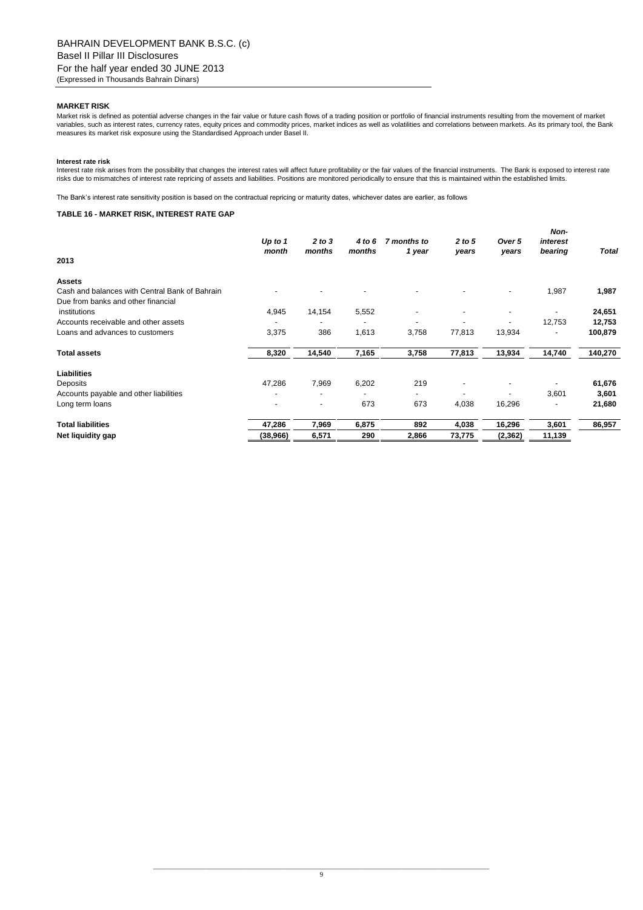**MARKET RISK**

Market risk is defined as potential adverse changes in the fair value or future cash flows of a trading position or portfolio of financial instruments resulting from the movement of market variables, such as interest rates, currency rates, equity prices and commodity prices, market indices as well as volatilities and correlations between markets. As its primary tool, the Bank measures its market risk exposure using the Standardised Approach under Basel II.

**Interest rate risk**

Interest rate risk arises from the possibility that changes the interest rates will affect future profitability or the fair values of the financial instruments. The Bank is exposed to interest rate risks due to mismatches of interest rate repricing of assets and liabilities. Positions are monitored periodically to ensure that this is maintained within the established limits.

The Bank's interest rate sensitivity position is based on the contractual repricing or maturity dates, whichever dates are earlier, as follows

**TABLE 16 - MARKET RISK, INTEREST RATE GAP**

| 2013 | *Up to 1 month* | *2 to 3 months* | *4 to 6 months* | *7 months to 1 year* | *2 to 5 years* | *Over 5 years* | *Non-interest bearing* | *Total* |
|---|---|---|---|---|---|---|---|---|
| **Assets** | | | | | | | | |
| Cash and balances with Central Bank of Bahrain | - | - | - | - | - | - | 1,987 | **1,987** |
| Due from banks and other financial institutions | 4,945 | 14,154 | 5,552 | - | - | - | - | **24,651** |
| Accounts receivable and other assets | - | - | - | - | - | - | 12,753 | **12,753** |
| Loans and advances to customers | 3,375 | 386 | 1,613 | 3,758 | 77,813 | 13,934 | - | **100,879** |
| **Total assets** | **8,320** | **14,540** | **7,165** | **3,758** | **77,813** | **13,934** | **14,740** | **140,270** |
| **Liabilities** | | | | | | | | |
| Deposits | 47,286 | 7,969 | 6,202 | 219 | - | - | - | **61,676** |
| Accounts payable and other liabilities | - | - | - | - | - | - | 3,601 | **3,601** |
| Long term loans | - | - | 673 | 673 | 4,038 | 16,296 | - | **21,680** |
| **Total liabilities** | **47,286** | **7,969** | **6,875** | **892** | **4,038** | **16,296** | **3,601** | **86,957** |
| **Net liquidity gap** | **(38,966)** | **6,571** | **290** | **2,866** | **73,775** | **(2,362)** | **11,139** | |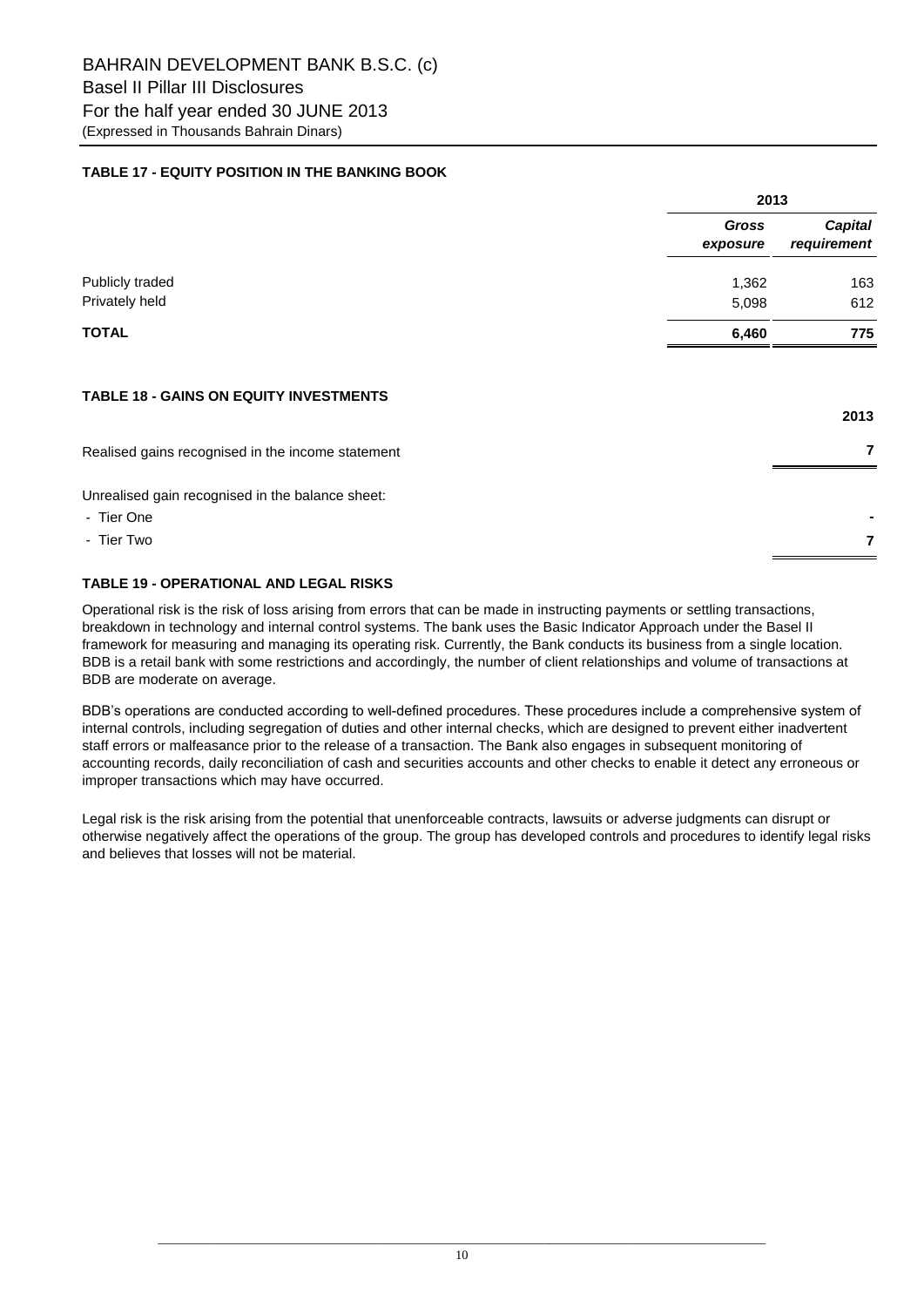BAHRAIN DEVELOPMENT BANK B.S.C. (c)

Basel II Pillar III Disclosures

For the half year ended 30 JUNE 2013

(Expressed in Thousands Bahrain Dinars)

**TABLE 17 - EQUITY POSITION IN THE BANKING BOOK**

| | 2013 | |
|---|---|---|
| | *Gross exposure* | *Capital requirement* |
| Publicly traded | 1,362 | 163 |
| Privately held | 5,098 | 612 |
| **TOTAL** | **6,460** | **775** |

**TABLE 18 - GAINS ON EQUITY INVESTMENTS**

| | 2013 |
|---|---|
| Realised gains recognised in the income statement | **7** |
| Unrealised gain recognised in the balance sheet: | |
| - Tier One | **-** |
| - Tier Two | **7** |

**TABLE 19 - OPERATIONAL AND LEGAL RISKS**

Operational risk is the risk of loss arising from errors that can be made in instructing payments or settling transactions, breakdown in technology and internal control systems. The bank uses the Basic Indicator Approach under the Basel II framework for measuring and managing its operating risk. Currently, the Bank conducts its business from a single location. BDB is a retail bank with some restrictions and accordingly, the number of client relationships and volume of transactions at BDB are moderate on average.

BDB's operations are conducted according to well-defined procedures. These procedures include a comprehensive system of internal controls, including segregation of duties and other internal checks, which are designed to prevent either inadvertent staff errors or malfeasance prior to the release of a transaction. The Bank also engages in subsequent monitoring of accounting records, daily reconciliation of cash and securities accounts and other checks to enable it detect any erroneous or improper transactions which may have occurred.

Legal risk is the risk arising from the potential that unenforceable contracts, lawsuits or adverse judgments can disrupt or otherwise negatively affect the operations of the group. The group has developed controls and procedures to identify legal risks and believes that losses will not be material.